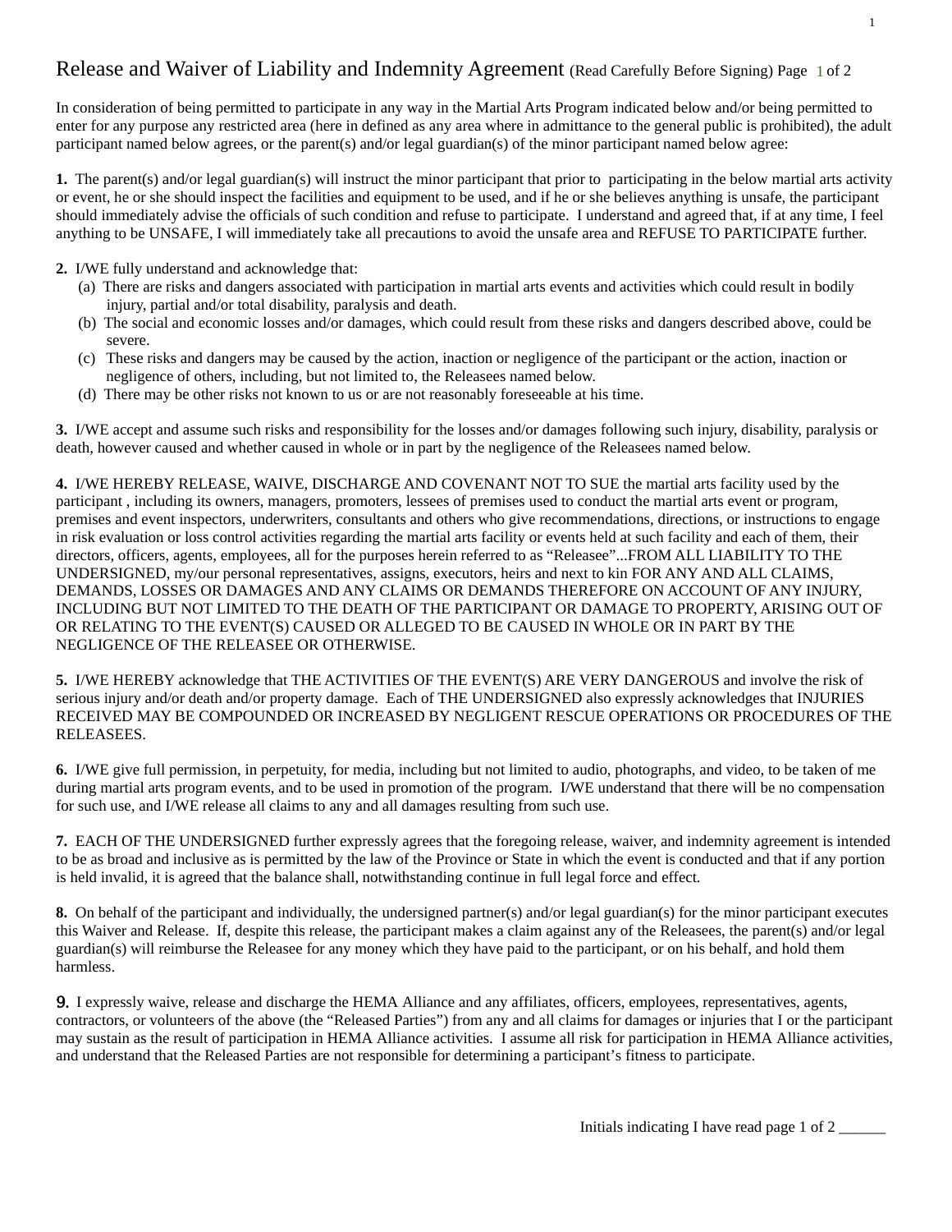# Release and Waiver of Liability and Indemnity Agreement (Read Carefully Before Signing) Page 1 of 2

In consideration of being permitted to participate in any way in the Martial Arts Program indicated below and/or being permitted to enter for any purpose any restricted area (here in defined as any area where in admittance to the general public is prohibited), the adult participant named below agrees, or the parent(s) and/or legal guardian(s) of the minor participant named below agree:

**1.** The parent(s) and/or legal guardian(s) will instruct the minor participant that prior to participating in the below martial arts activity or event, he or she should inspect the facilities and equipment to be used, and if he or she believes anything is unsafe, the participant should immediately advise the officials of such condition and refuse to participate. I understand and agreed that, if at any time, I feel anything to be UNSAFE, I will immediately take all precautions to avoid the unsafe area and REFUSE TO PARTICIPATE further.

**2.** I/WE fully understand and acknowledge that:

(a) There are risks and dangers associated with participation in martial arts events and activities which could result in bodily injury, partial and/or total disability, paralysis and death.
(b) The social and economic losses and/or damages, which could result from these risks and dangers described above, could be severe.
(c) These risks and dangers may be caused by the action, inaction or negligence of the participant or the action, inaction or negligence of others, including, but not limited to, the Releasees named below.
(d) There may be other risks not known to us or are not reasonably foreseeable at his time.

**3.** I/WE accept and assume such risks and responsibility for the losses and/or damages following such injury, disability, paralysis or death, however caused and whether caused in whole or in part by the negligence of the Releasees named below.

**4.** I/WE HEREBY RELEASE, WAIVE, DISCHARGE AND COVENANT NOT TO SUE the martial arts facility used by the participant , including its owners, managers, promoters, lessees of premises used to conduct the martial arts event or program, premises and event inspectors, underwriters, consultants and others who give recommendations, directions, or instructions to engage in risk evaluation or loss control activities regarding the martial arts facility or events held at such facility and each of them, their directors, officers, agents, employees, all for the purposes herein referred to as "Releasee"...FROM ALL LIABILITY TO THE UNDERSIGNED, my/our personal representatives, assigns, executors, heirs and next to kin FOR ANY AND ALL CLAIMS, DEMANDS, LOSSES OR DAMAGES AND ANY CLAIMS OR DEMANDS THEREFORE ON ACCOUNT OF ANY INJURY, INCLUDING BUT NOT LIMITED TO THE DEATH OF THE PARTICIPANT OR DAMAGE TO PROPERTY, ARISING OUT OF OR RELATING TO THE EVENT(S) CAUSED OR ALLEGED TO BE CAUSED IN WHOLE OR IN PART BY THE NEGLIGENCE OF THE RELEASEE OR OTHERWISE.

**5.** I/WE HEREBY acknowledge that THE ACTIVITIES OF THE EVENT(S) ARE VERY DANGEROUS and involve the risk of serious injury and/or death and/or property damage. Each of THE UNDERSIGNED also expressly acknowledges that INJURIES RECEIVED MAY BE COMPOUNDED OR INCREASED BY NEGLIGENT RESCUE OPERATIONS OR PROCEDURES OF THE RELEASEES.

**6.** I/WE give full permission, in perpetuity, for media, including but not limited to audio, photographs, and video, to be taken of me during martial arts program events, and to be used in promotion of the program. I/WE understand that there will be no compensation for such use, and I/WE release all claims to any and all damages resulting from such use.

**7.** EACH OF THE UNDERSIGNED further expressly agrees that the foregoing release, waiver, and indemnity agreement is intended to be as broad and inclusive as is permitted by the law of the Province or State in which the event is conducted and that if any portion is held invalid, it is agreed that the balance shall, notwithstanding continue in full legal force and effect.

**8.** On behalf of the participant and individually, the undersigned partner(s) and/or legal guardian(s) for the minor participant executes this Waiver and Release. If, despite this release, the participant makes a claim against any of the Releasees, the parent(s) and/or legal guardian(s) will reimburse the Releasee for any money which they have paid to the participant, or on his behalf, and hold them harmless.

**9.** I expressly waive, release and discharge the HEMA Alliance and any affiliates, officers, employees, representatives, agents, contractors, or volunteers of the above (the "Released Parties") from any and all claims for damages or injuries that I or the participant may sustain as the result of participation in HEMA Alliance activities. I assume all risk for participation in HEMA Alliance activities, and understand that the Released Parties are not responsible for determining a participant's fitness to participate.

Initials indicating I have read page 1 of 2 ______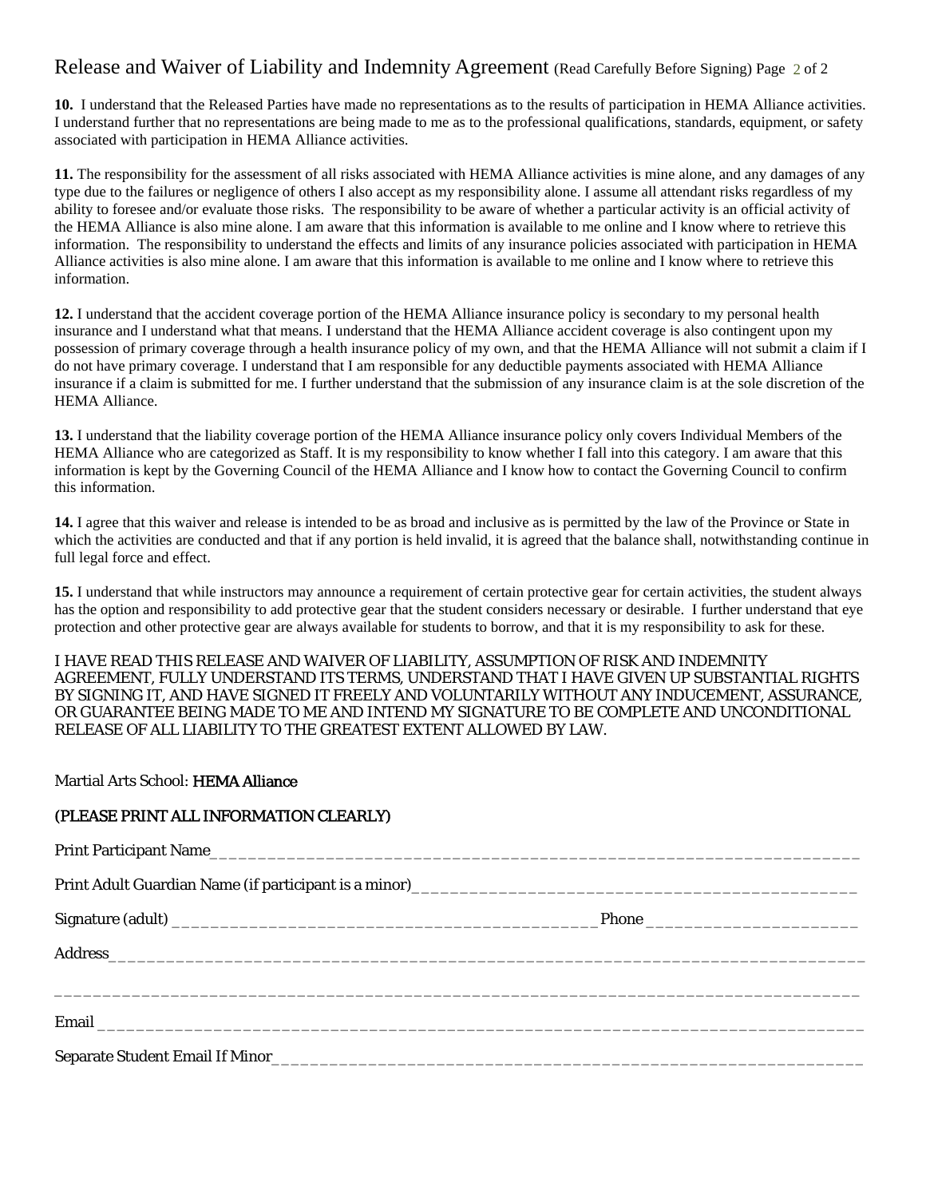# Release and Waiver of Liability and Indemnity Agreement (Read Carefully Before Signing)

**10.** I understand that the Released Parties have made no representations as to the results of participation in HEMA Alliance activities. I understand further that no representations are being made to me as to the professional qualifications, standards, equipment, or safety associated with participation in HEMA Alliance activities.

**11.** The responsibility for the assessment of all risks associated with HEMA Alliance activities is mine alone, and any damages of any type due to the failures or negligence of others I also accept as my responsibility alone. I assume all attendant risks regardless of my ability to foresee and/or evaluate those risks. The responsibility to be aware of whether a particular activity is an official activity of the HEMA Alliance is also mine alone. I am aware that this information is available to me online and I know where to retrieve this information. The responsibility to understand the effects and limits of any insurance policies associated with participation in HEMA Alliance activities is also mine alone. I am aware that this information is available to me online and I know where to retrieve this information.

**12.** I understand that the accident coverage portion of the HEMA Alliance insurance policy is secondary to my personal health insurance and I understand what that means. I understand that the HEMA Alliance accident coverage is also contingent upon my possession of primary coverage through a health insurance policy of my own, and that the HEMA Alliance will not submit a claim if I do not have primary coverage. I understand that I am responsible for any deductible payments associated with HEMA Alliance insurance if a claim is submitted for me. I further understand that the submission of any insurance claim is at the sole discretion of the HEMA Alliance.

**13.** I understand that the liability coverage portion of the HEMA Alliance insurance policy only covers Individual Members of the HEMA Alliance who are categorized as Staff. It is my responsibility to know whether I fall into this category. I am aware that this information is kept by the Governing Council of the HEMA Alliance and I know how to contact the Governing Council to confirm this information.

**14.** I agree that this waiver and release is intended to be as broad and inclusive as is permitted by the law of the Province or State in which the activities are conducted and that if any portion is held invalid, it is agreed that the balance shall, notwithstanding continue in full legal force and effect.

**15.** I understand that while instructors may announce a requirement of certain protective gear for certain activities, the student always has the option and responsibility to add protective gear that the student considers necessary or desirable. I further understand that eye protection and other protective gear are always available for students to borrow, and that it is my responsibility to ask for these.

I HAVE READ THIS RELEASE AND WAIVER OF LIABILITY, ASSUMPTION OF RISK AND INDEMNITY AGREEMENT, FULLY UNDERSTAND ITS TERMS, UNDERSTAND THAT I HAVE GIVEN UP SUBSTANTIAL RIGHTS BY SIGNING IT, AND HAVE SIGNED IT FREELY AND VOLUNTARILY WITHOUT ANY INDUCEMENT, ASSURANCE, OR GUARANTEE BEING MADE TO ME AND INTEND MY SIGNATURE TO BE COMPLETE AND UNCONDITIONAL RELEASE OF ALL LIABILITY TO THE GREATEST EXTENT ALLOWED BY LAW.

Martial Arts School: HEMA Alliance

(PLEASE PRINT ALL INFORMATION CLEARLY)

Print Participant Name_______________________________________________________________________

Print Adult Guardian Name (if participant is a minor)_________________________________________________

Signature (adult) _______________________________________________ Phone _______________________

Address______________________________________________________________________________________

_____________________________________________________________________________________________

Email _______________________________________________________________________________________

Separate Student Email If Minor_________________________________________________________________